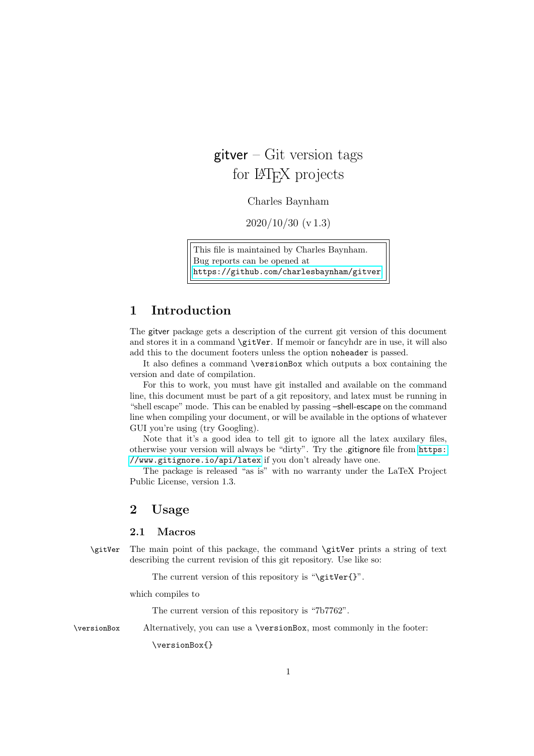# gitver – Git version tags for LaTeX projects

Charles Baynham

2020/10/30 (v 1.3)

> This file is maintained by Charles Baynham.
> Bug reports can be opened at
> https://github.com/charlesbaynham/gitver

## 1 Introduction

The gitver package gets a description of the current git version of this document and stores it in a command `\gitVer`. If memoir or fancyhdr are in use, it will also add this to the document footers unless the option `noheader` is passed.

It also defines a command `\versionBox` which outputs a box containing the version and date of compilation.

For this to work, you must have git installed and available on the command line, this document must be part of a git repository, and latex must be running in "shell escape" mode. This can be enabled by passing –shell-escape on the command line when compiling your document, or will be available in the options of whatever GUI you're using (try Googling).

Note that it's a good idea to tell git to ignore all the latex auxilary files, otherwise your version will always be "dirty". Try the .gitignore file from https://www.gitignore.io/api/latex if you don't already have one.

The package is released "as is" with no warranty under the LaTeX Project Public License, version 1.3.

## 2 Usage

### 2.1 Macros

`\gitVer` The main point of this package, the command `\gitVer` prints a string of text describing the current revision of this git repository. Use like so:

> The current version of this repository is "`\gitVer{}`".

which compiles to

> The current version of this repository is "7b7762".

`\versionBox` Alternatively, you can use a `\versionBox`, most commonly in the footer:

```
\versionBox{}
```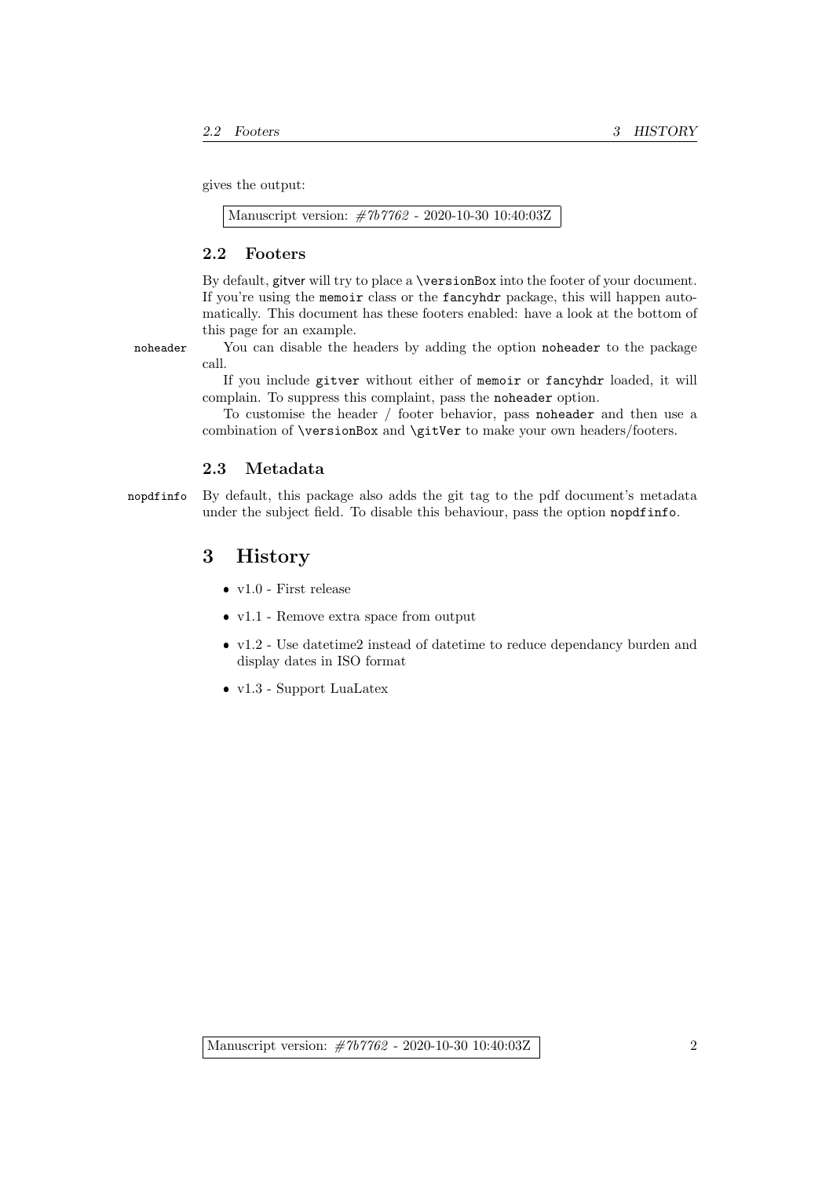gives the output:

Manuscript version: *#7b7762* - 2020-10-30 10:40:03Z

## 2.2 Footers

By default, gitver will try to place a `\versionBox` into the footer of your document. If you're using the `memoir` class or the `fancyhdr` package, this will happen automatically. This document has these footers enabled: have a look at the bottom of this page for an example.

`noheader` You can disable the headers by adding the option `noheader` to the package call.

If you include `gitver` without either of `memoir` or `fancyhdr` loaded, it will complain. To suppress this complaint, pass the `noheader` option.

To customise the header / footer behavior, pass `noheader` and then use a combination of `\versionBox` and `\gitVer` to make your own headers/footers.

## 2.3 Metadata

`nopdfinfo` By default, this package also adds the git tag to the pdf document's metadata under the subject field. To disable this behaviour, pass the option `nopdfinfo`.

# 3 History

- v1.0 - First release
- v1.1 - Remove extra space from output
- v1.2 - Use datetime2 instead of datetime to reduce dependancy burden and display dates in ISO format
- v1.3 - Support LuaLatex